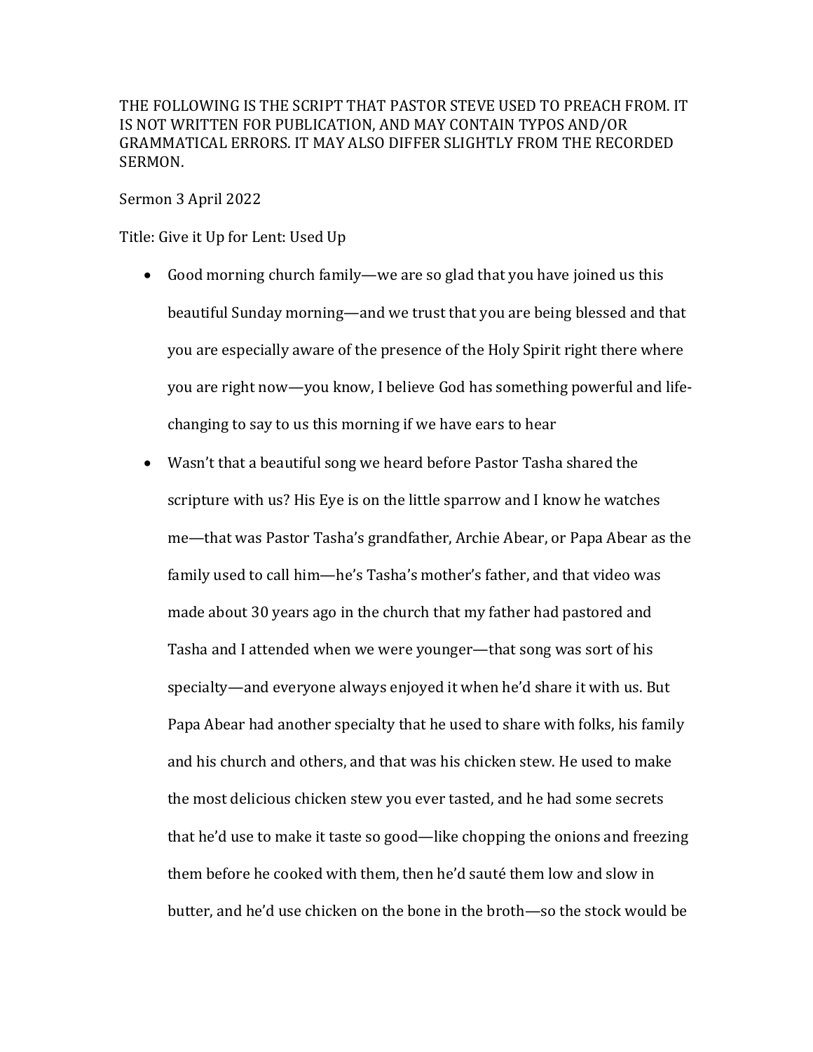THE FOLLOWING IS THE SCRIPT THAT PASTOR STEVE USED TO PREACH FROM. IT IS NOT WRITTEN FOR PUBLICATION, AND MAY CONTAIN TYPOS AND/OR GRAMMATICAL ERRORS. IT MAY ALSO DIFFER SLIGHTLY FROM THE RECORDED SERMON.

Sermon 3 April 2022

Title: Give it Up for Lent: Used Up

- Good morning church family—we are so glad that you have joined us this beautiful Sunday morning—and we trust that you are being blessed and that you are especially aware of the presence of the Holy Spirit right there where you are right now—you know, I believe God has something powerful and life-changing to say to us this morning if we have ears to hear
- Wasn't that a beautiful song we heard before Pastor Tasha shared the scripture with us? His Eye is on the little sparrow and I know he watches me—that was Pastor Tasha's grandfather, Archie Abear, or Papa Abear as the family used to call him—he's Tasha's mother's father, and that video was made about 30 years ago in the church that my father had pastored and Tasha and I attended when we were younger—that song was sort of his specialty—and everyone always enjoyed it when he'd share it with us. But Papa Abear had another specialty that he used to share with folks, his family and his church and others, and that was his chicken stew. He used to make the most delicious chicken stew you ever tasted, and he had some secrets that he'd use to make it taste so good—like chopping the onions and freezing them before he cooked with them, then he'd sauté them low and slow in butter, and he'd use chicken on the bone in the broth—so the stock would be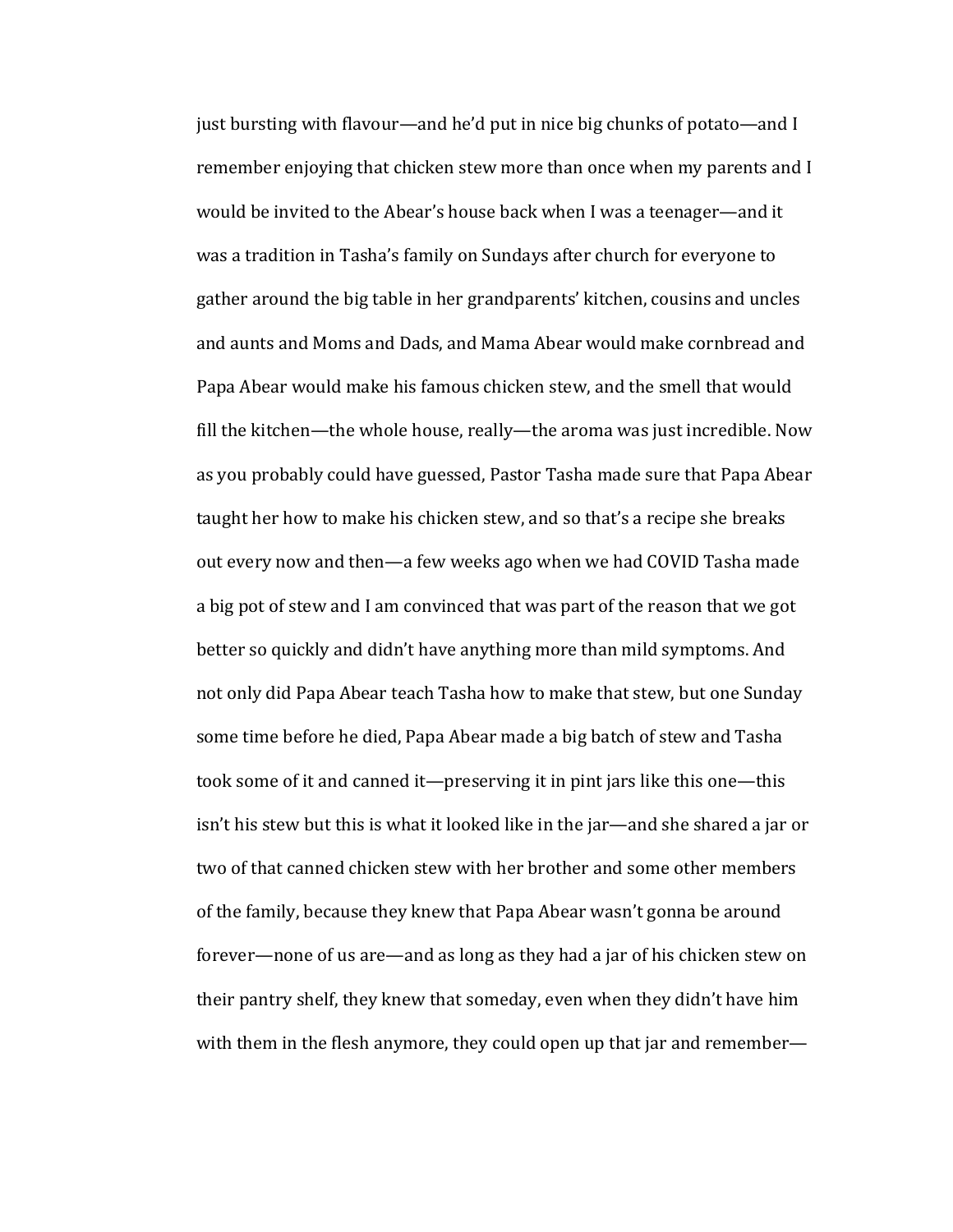just bursting with flavour—and he'd put in nice big chunks of potato—and I remember enjoying that chicken stew more than once when my parents and I would be invited to the Abear's house back when I was a teenager—and it was a tradition in Tasha's family on Sundays after church for everyone to gather around the big table in her grandparents' kitchen, cousins and uncles and aunts and Moms and Dads, and Mama Abear would make cornbread and Papa Abear would make his famous chicken stew, and the smell that would fill the kitchen—the whole house, really—the aroma was just incredible. Now as you probably could have guessed, Pastor Tasha made sure that Papa Abear taught her how to make his chicken stew, and so that's a recipe she breaks out every now and then—a few weeks ago when we had COVID Tasha made a big pot of stew and I am convinced that was part of the reason that we got better so quickly and didn't have anything more than mild symptoms. And not only did Papa Abear teach Tasha how to make that stew, but one Sunday some time before he died, Papa Abear made a big batch of stew and Tasha took some of it and canned it—preserving it in pint jars like this one—this isn't his stew but this is what it looked like in the jar—and she shared a jar or two of that canned chicken stew with her brother and some other members of the family, because they knew that Papa Abear wasn't gonna be around forever—none of us are—and as long as they had a jar of his chicken stew on their pantry shelf, they knew that someday, even when they didn't have him with them in the flesh anymore, they could open up that jar and remember—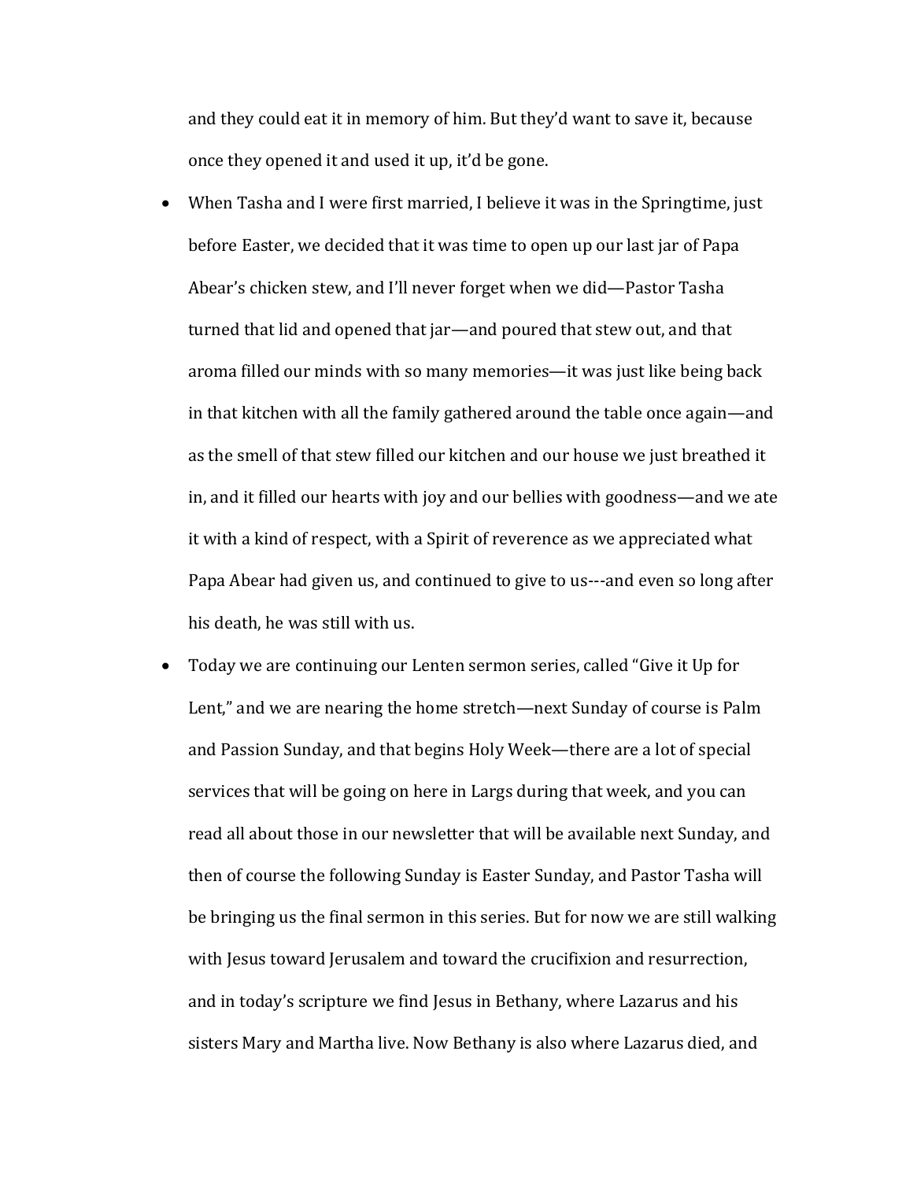and they could eat it in memory of him. But they'd want to save it, because once they opened it and used it up, it'd be gone.

- When Tasha and I were first married, I believe it was in the Springtime, just before Easter, we decided that it was time to open up our last jar of Papa Abear's chicken stew, and I'll never forget when we did—Pastor Tasha turned that lid and opened that jar—and poured that stew out, and that aroma filled our minds with so many memories—it was just like being back in that kitchen with all the family gathered around the table once again—and as the smell of that stew filled our kitchen and our house we just breathed it in, and it filled our hearts with joy and our bellies with goodness—and we ate it with a kind of respect, with a Spirit of reverence as we appreciated what Papa Abear had given us, and continued to give to us---and even so long after his death, he was still with us.
- Today we are continuing our Lenten sermon series, called "Give it Up for Lent," and we are nearing the home stretch—next Sunday of course is Palm and Passion Sunday, and that begins Holy Week—there are a lot of special services that will be going on here in Largs during that week, and you can read all about those in our newsletter that will be available next Sunday, and then of course the following Sunday is Easter Sunday, and Pastor Tasha will be bringing us the final sermon in this series. But for now we are still walking with Jesus toward Jerusalem and toward the crucifixion and resurrection, and in today's scripture we find Jesus in Bethany, where Lazarus and his sisters Mary and Martha live. Now Bethany is also where Lazarus died, and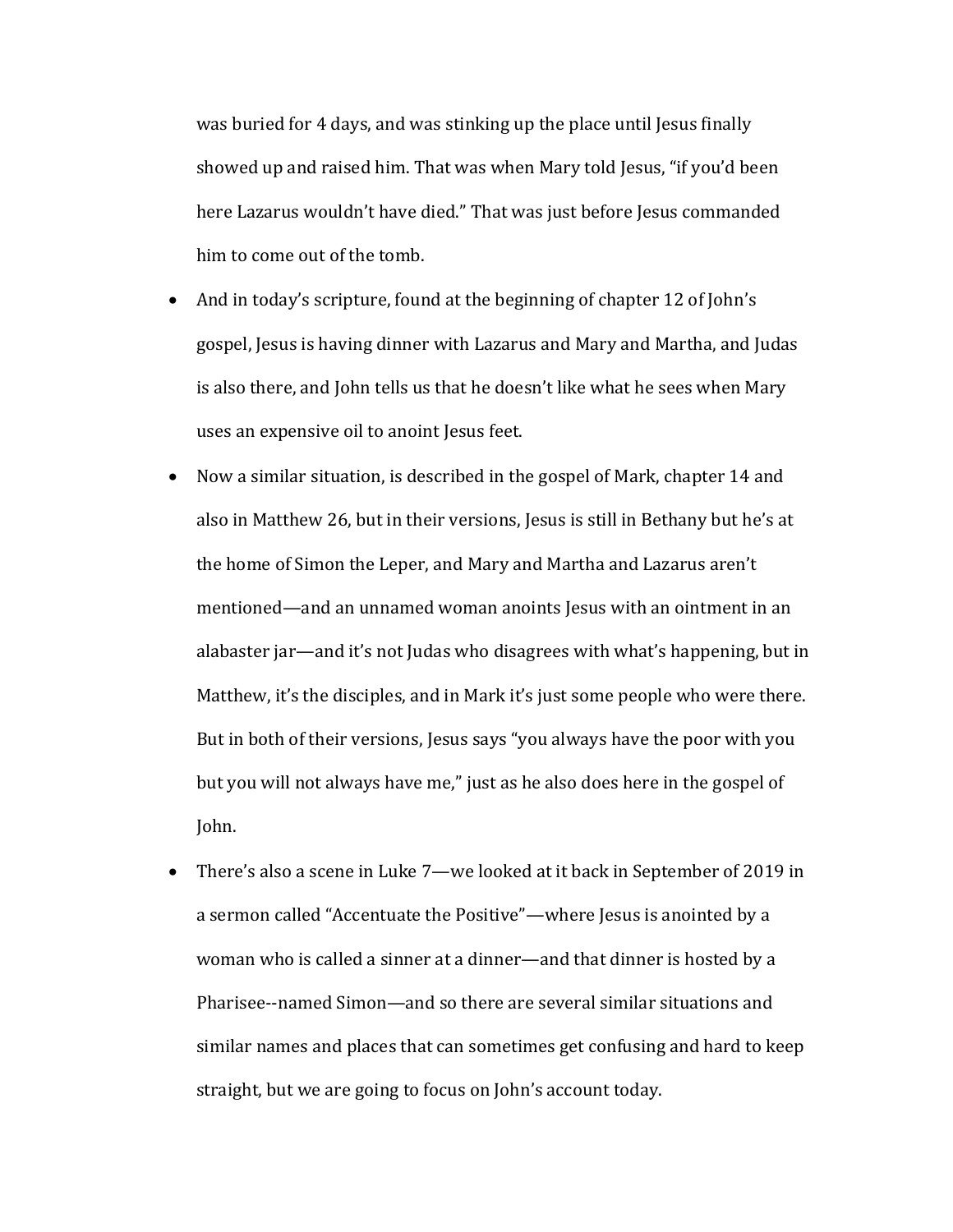was buried for 4 days, and was stinking up the place until Jesus finally showed up and raised him. That was when Mary told Jesus, "if you'd been here Lazarus wouldn't have died." That was just before Jesus commanded him to come out of the tomb.

- And in today's scripture, found at the beginning of chapter 12 of John's gospel, Jesus is having dinner with Lazarus and Mary and Martha, and Judas is also there, and John tells us that he doesn't like what he sees when Mary uses an expensive oil to anoint Jesus feet.
- Now a similar situation, is described in the gospel of Mark, chapter 14 and also in Matthew 26, but in their versions, Jesus is still in Bethany but he's at the home of Simon the Leper, and Mary and Martha and Lazarus aren't mentioned—and an unnamed woman anoints Jesus with an ointment in an alabaster jar—and it's not Judas who disagrees with what's happening, but in Matthew, it's the disciples, and in Mark it's just some people who were there. But in both of their versions, Jesus says "you always have the poor with you but you will not always have me," just as he also does here in the gospel of John.
- There's also a scene in Luke 7—we looked at it back in September of 2019 in a sermon called "Accentuate the Positive"—where Jesus is anointed by a woman who is called a sinner at a dinner—and that dinner is hosted by a Pharisee--named Simon—and so there are several similar situations and similar names and places that can sometimes get confusing and hard to keep straight, but we are going to focus on John's account today.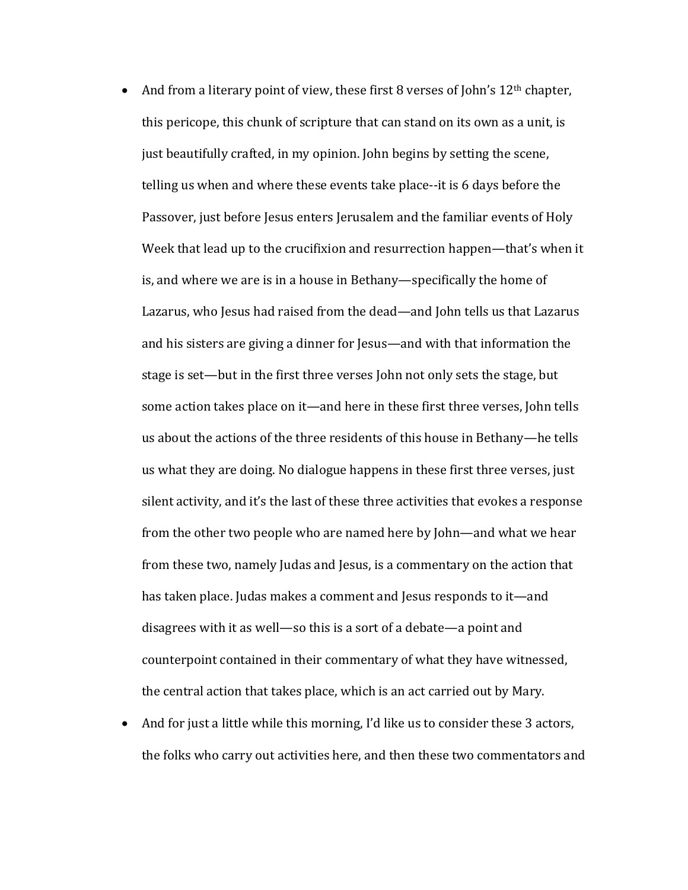- And from a literary point of view, these first 8 verses of John's 12th chapter, this pericope, this chunk of scripture that can stand on its own as a unit, is just beautifully crafted, in my opinion. John begins by setting the scene, telling us when and where these events take place--it is 6 days before the Passover, just before Jesus enters Jerusalem and the familiar events of Holy Week that lead up to the crucifixion and resurrection happen—that's when it is, and where we are is in a house in Bethany—specifically the home of Lazarus, who Jesus had raised from the dead—and John tells us that Lazarus and his sisters are giving a dinner for Jesus—and with that information the stage is set—but in the first three verses John not only sets the stage, but some action takes place on it—and here in these first three verses, John tells us about the actions of the three residents of this house in Bethany—he tells us what they are doing. No dialogue happens in these first three verses, just silent activity, and it's the last of these three activities that evokes a response from the other two people who are named here by John—and what we hear from these two, namely Judas and Jesus, is a commentary on the action that has taken place. Judas makes a comment and Jesus responds to it—and disagrees with it as well—so this is a sort of a debate—a point and counterpoint contained in their commentary of what they have witnessed, the central action that takes place, which is an act carried out by Mary.
- And for just a little while this morning, I'd like us to consider these 3 actors, the folks who carry out activities here, and then these two commentators and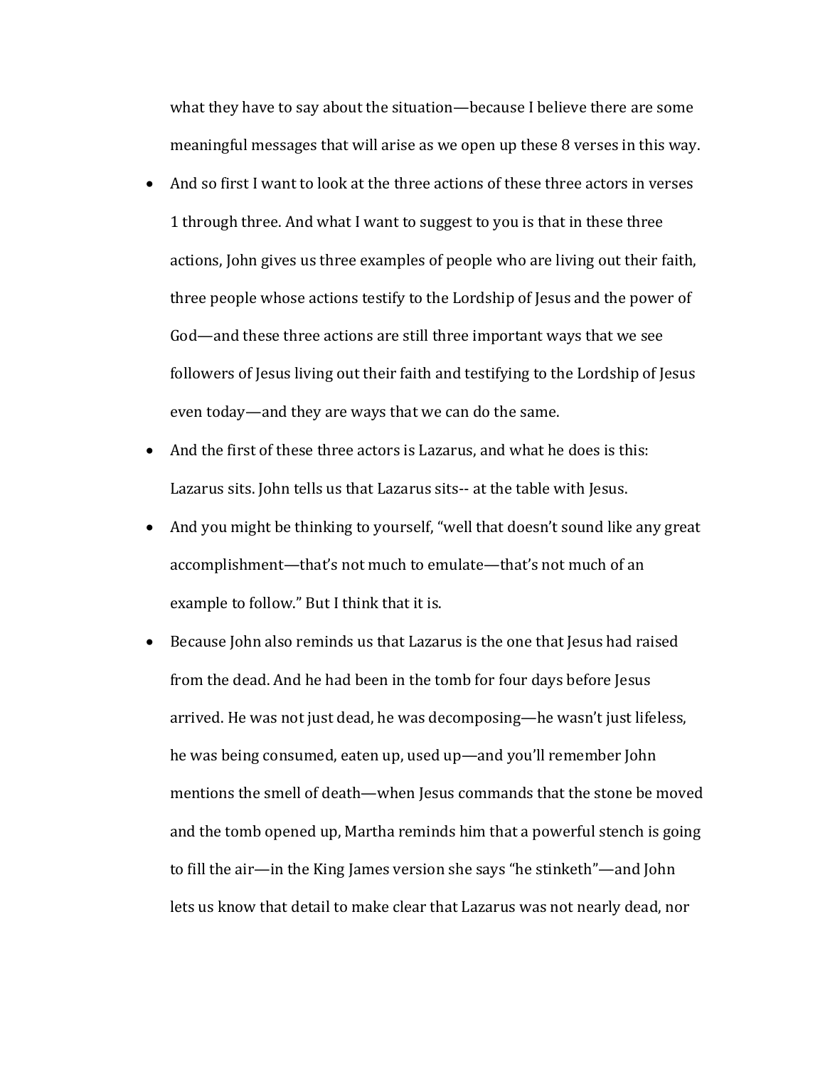what they have to say about the situation—because I believe there are some meaningful messages that will arise as we open up these 8 verses in this way.

- And so first I want to look at the three actions of these three actors in verses 1 through three. And what I want to suggest to you is that in these three actions, John gives us three examples of people who are living out their faith, three people whose actions testify to the Lordship of Jesus and the power of God—and these three actions are still three important ways that we see followers of Jesus living out their faith and testifying to the Lordship of Jesus even today—and they are ways that we can do the same.
- And the first of these three actors is Lazarus, and what he does is this: Lazarus sits. John tells us that Lazarus sits-- at the table with Jesus.
- And you might be thinking to yourself, "well that doesn't sound like any great accomplishment—that's not much to emulate—that's not much of an example to follow." But I think that it is.
- Because John also reminds us that Lazarus is the one that Jesus had raised from the dead. And he had been in the tomb for four days before Jesus arrived. He was not just dead, he was decomposing—he wasn't just lifeless, he was being consumed, eaten up, used up—and you'll remember John mentions the smell of death—when Jesus commands that the stone be moved and the tomb opened up, Martha reminds him that a powerful stench is going to fill the air—in the King James version she says "he stinketh"—and John lets us know that detail to make clear that Lazarus was not nearly dead, nor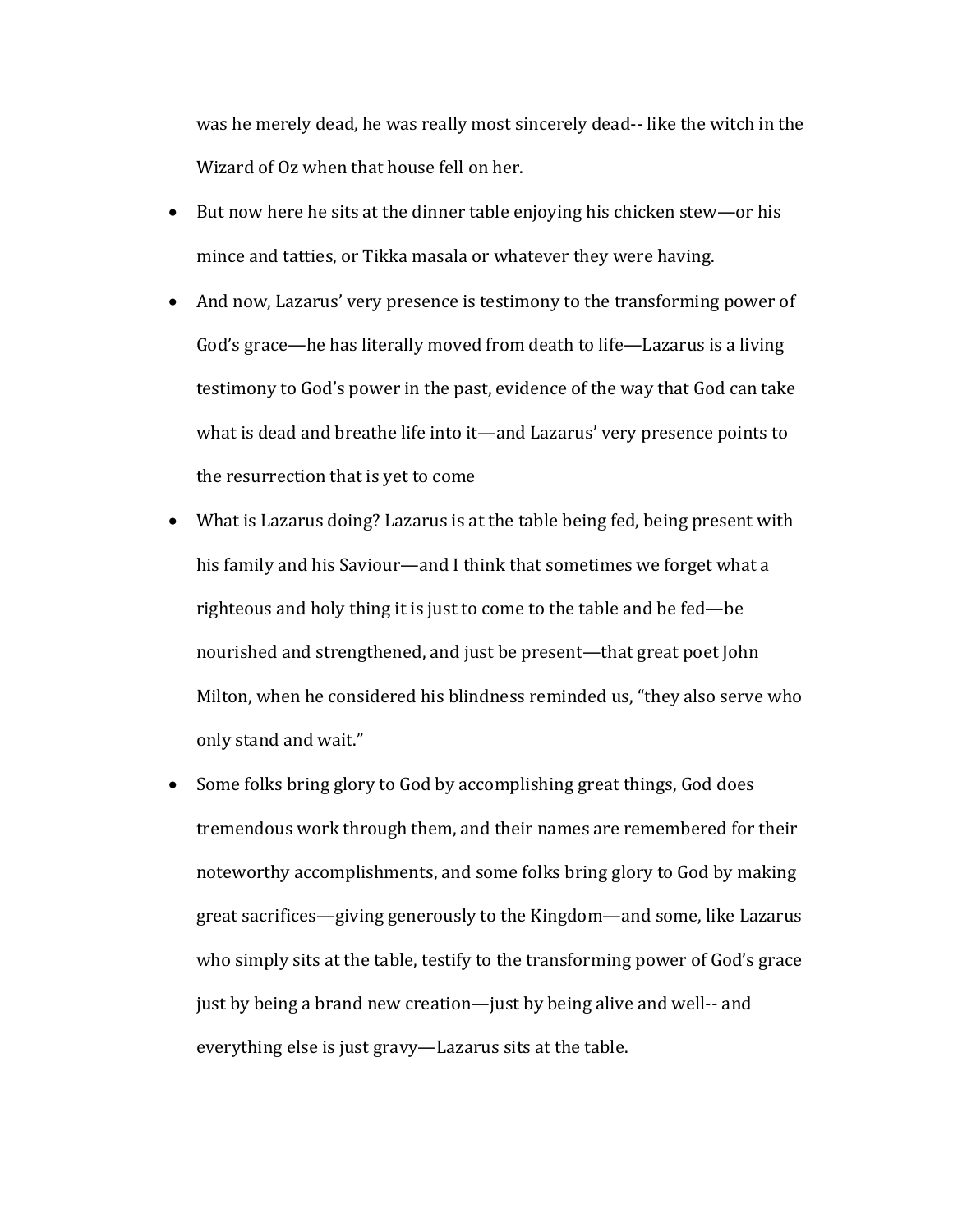was he merely dead, he was really most sincerely dead-- like the witch in the Wizard of Oz when that house fell on her.

- But now here he sits at the dinner table enjoying his chicken stew—or his mince and tatties, or Tikka masala or whatever they were having.
- And now, Lazarus' very presence is testimony to the transforming power of God's grace—he has literally moved from death to life—Lazarus is a living testimony to God's power in the past, evidence of the way that God can take what is dead and breathe life into it—and Lazarus' very presence points to the resurrection that is yet to come
- What is Lazarus doing? Lazarus is at the table being fed, being present with his family and his Saviour—and I think that sometimes we forget what a righteous and holy thing it is just to come to the table and be fed—be nourished and strengthened, and just be present—that great poet John Milton, when he considered his blindness reminded us, "they also serve who only stand and wait."
- Some folks bring glory to God by accomplishing great things, God does tremendous work through them, and their names are remembered for their noteworthy accomplishments, and some folks bring glory to God by making great sacrifices—giving generously to the Kingdom—and some, like Lazarus who simply sits at the table, testify to the transforming power of God's grace just by being a brand new creation—just by being alive and well-- and everything else is just gravy—Lazarus sits at the table.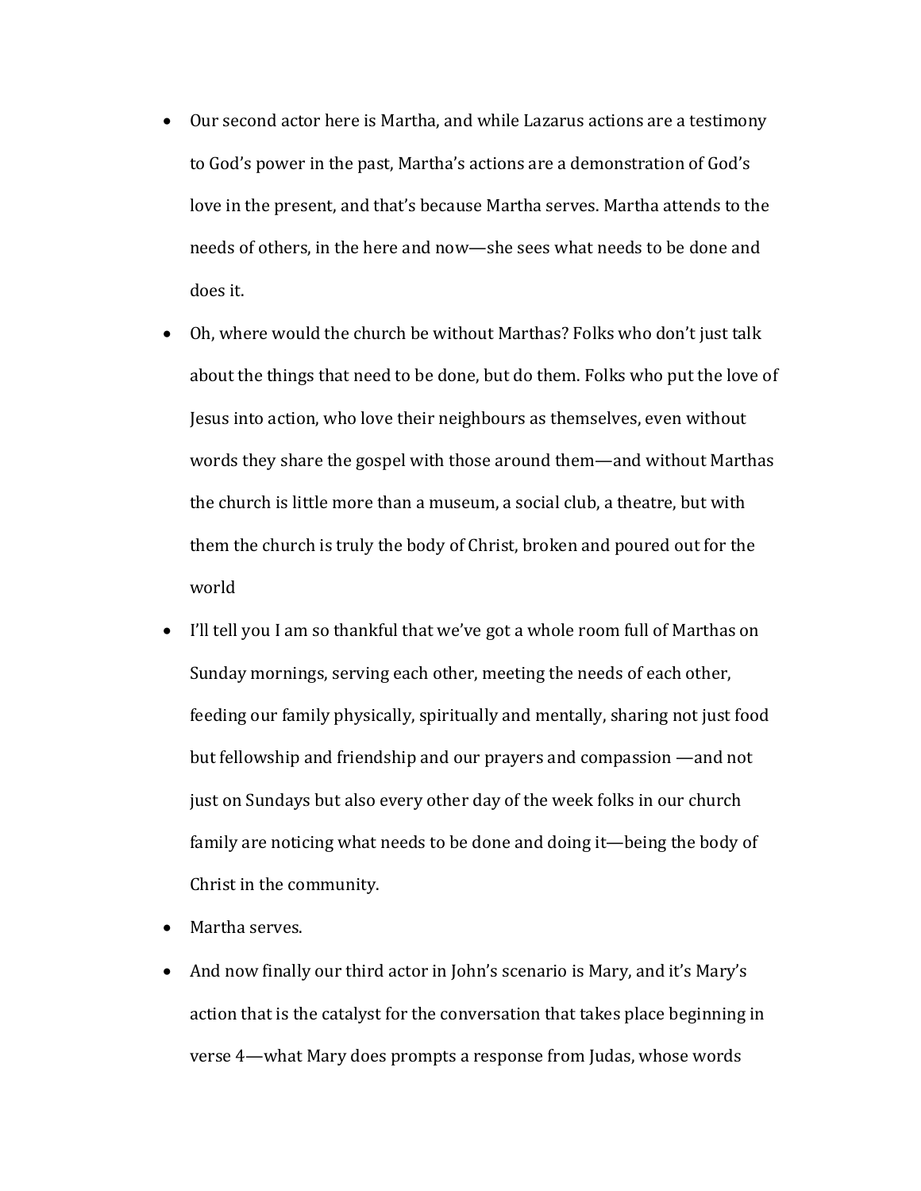- Our second actor here is Martha, and while Lazarus actions are a testimony to God's power in the past, Martha's actions are a demonstration of God's love in the present, and that's because Martha serves. Martha attends to the needs of others, in the here and now—she sees what needs to be done and does it.
- Oh, where would the church be without Marthas? Folks who don't just talk about the things that need to be done, but do them. Folks who put the love of Jesus into action, who love their neighbours as themselves, even without words they share the gospel with those around them—and without Marthas the church is little more than a museum, a social club, a theatre, but with them the church is truly the body of Christ, broken and poured out for the world
- I'll tell you I am so thankful that we've got a whole room full of Marthas on Sunday mornings, serving each other, meeting the needs of each other, feeding our family physically, spiritually and mentally, sharing not just food but fellowship and friendship and our prayers and compassion —and not just on Sundays but also every other day of the week folks in our church family are noticing what needs to be done and doing it—being the body of Christ in the community.
- Martha serves.
- And now finally our third actor in John's scenario is Mary, and it's Mary's action that is the catalyst for the conversation that takes place beginning in verse 4—what Mary does prompts a response from Judas, whose words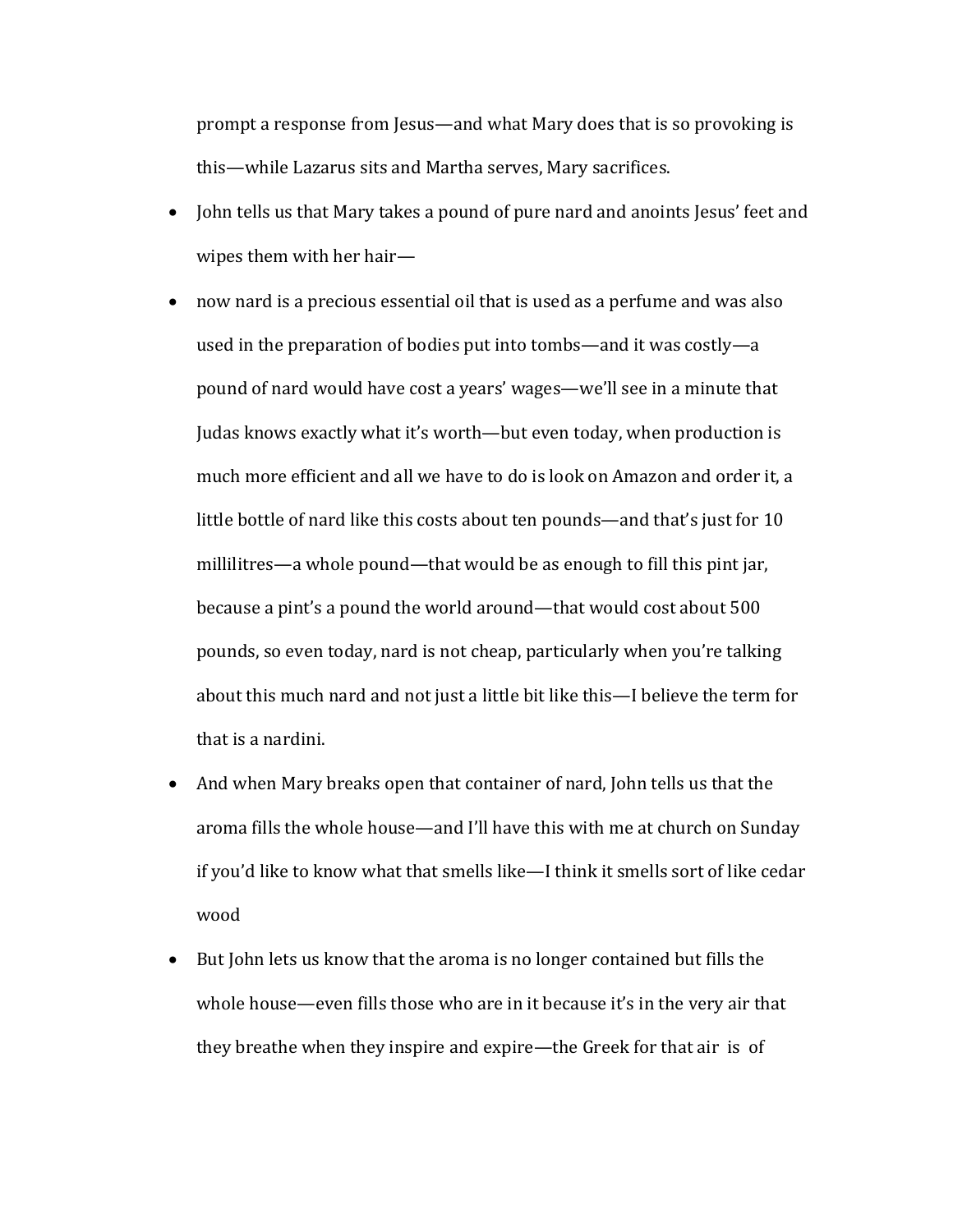prompt a response from Jesus—and what Mary does that is so provoking is this—while Lazarus sits and Martha serves, Mary sacrifices.

- John tells us that Mary takes a pound of pure nard and anoints Jesus' feet and wipes them with her hair—
- now nard is a precious essential oil that is used as a perfume and was also used in the preparation of bodies put into tombs—and it was costly—a pound of nard would have cost a years' wages—we'll see in a minute that Judas knows exactly what it's worth—but even today, when production is much more efficient and all we have to do is look on Amazon and order it, a little bottle of nard like this costs about ten pounds—and that's just for 10 millilitres—a whole pound—that would be as enough to fill this pint jar, because a pint's a pound the world around—that would cost about 500 pounds, so even today, nard is not cheap, particularly when you're talking about this much nard and not just a little bit like this—I believe the term for that is a nardini.
- And when Mary breaks open that container of nard, John tells us that the aroma fills the whole house—and I'll have this with me at church on Sunday if you'd like to know what that smells like—I think it smells sort of like cedar wood
- But John lets us know that the aroma is no longer contained but fills the whole house—even fills those who are in it because it's in the very air that they breathe when they inspire and expire—the Greek for that air is of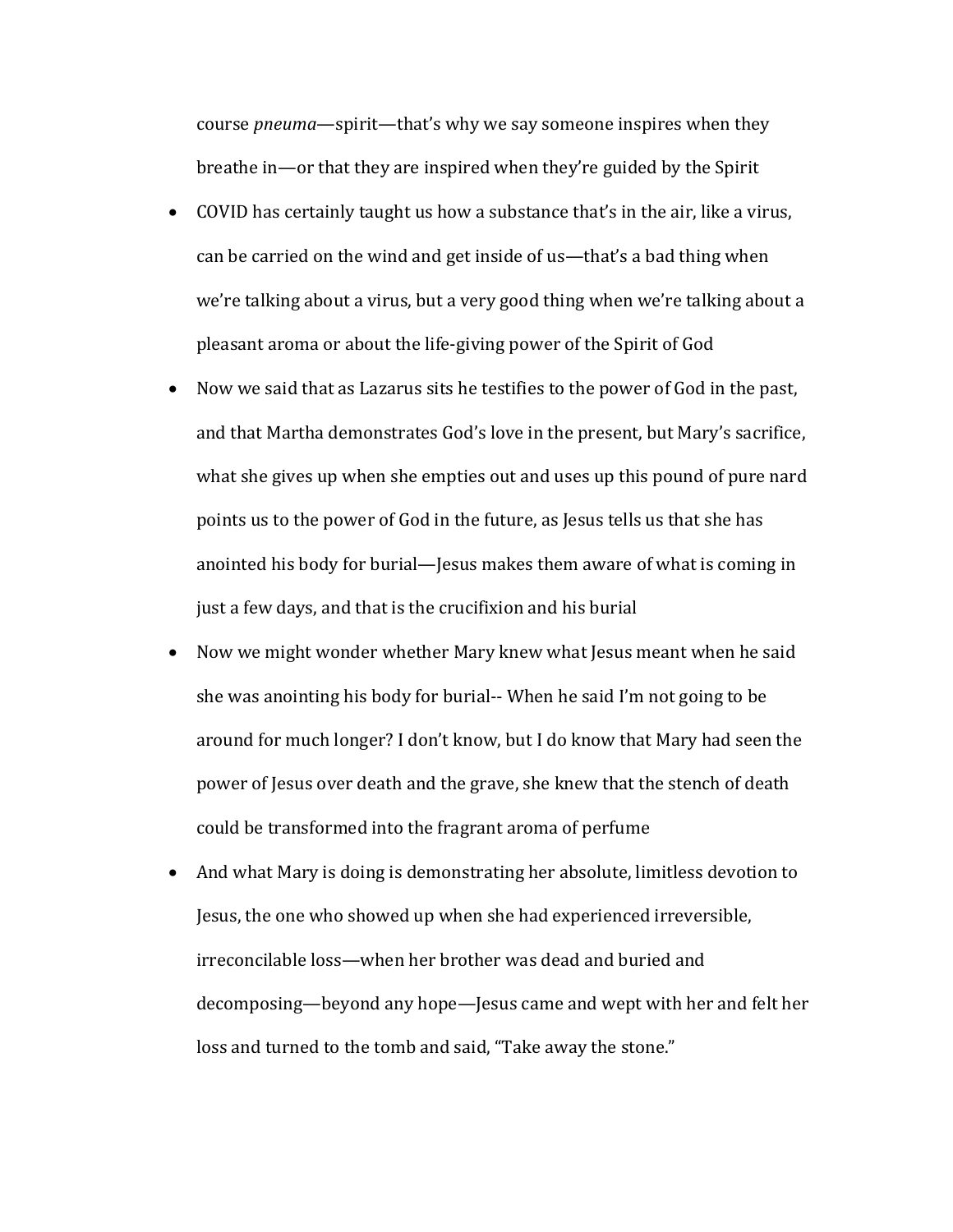course *pneuma*—spirit—that's why we say someone inspires when they breathe in—or that they are inspired when they're guided by the Spirit

- COVID has certainly taught us how a substance that's in the air, like a virus, can be carried on the wind and get inside of us—that's a bad thing when we're talking about a virus, but a very good thing when we're talking about a pleasant aroma or about the life-giving power of the Spirit of God
- Now we said that as Lazarus sits he testifies to the power of God in the past, and that Martha demonstrates God's love in the present, but Mary's sacrifice, what she gives up when she empties out and uses up this pound of pure nard points us to the power of God in the future, as Jesus tells us that she has anointed his body for burial—Jesus makes them aware of what is coming in just a few days, and that is the crucifixion and his burial
- Now we might wonder whether Mary knew what Jesus meant when he said she was anointing his body for burial-- When he said I'm not going to be around for much longer? I don't know, but I do know that Mary had seen the power of Jesus over death and the grave, she knew that the stench of death could be transformed into the fragrant aroma of perfume
- And what Mary is doing is demonstrating her absolute, limitless devotion to Jesus, the one who showed up when she had experienced irreversible, irreconcilable loss—when her brother was dead and buried and decomposing—beyond any hope—Jesus came and wept with her and felt her loss and turned to the tomb and said, "Take away the stone."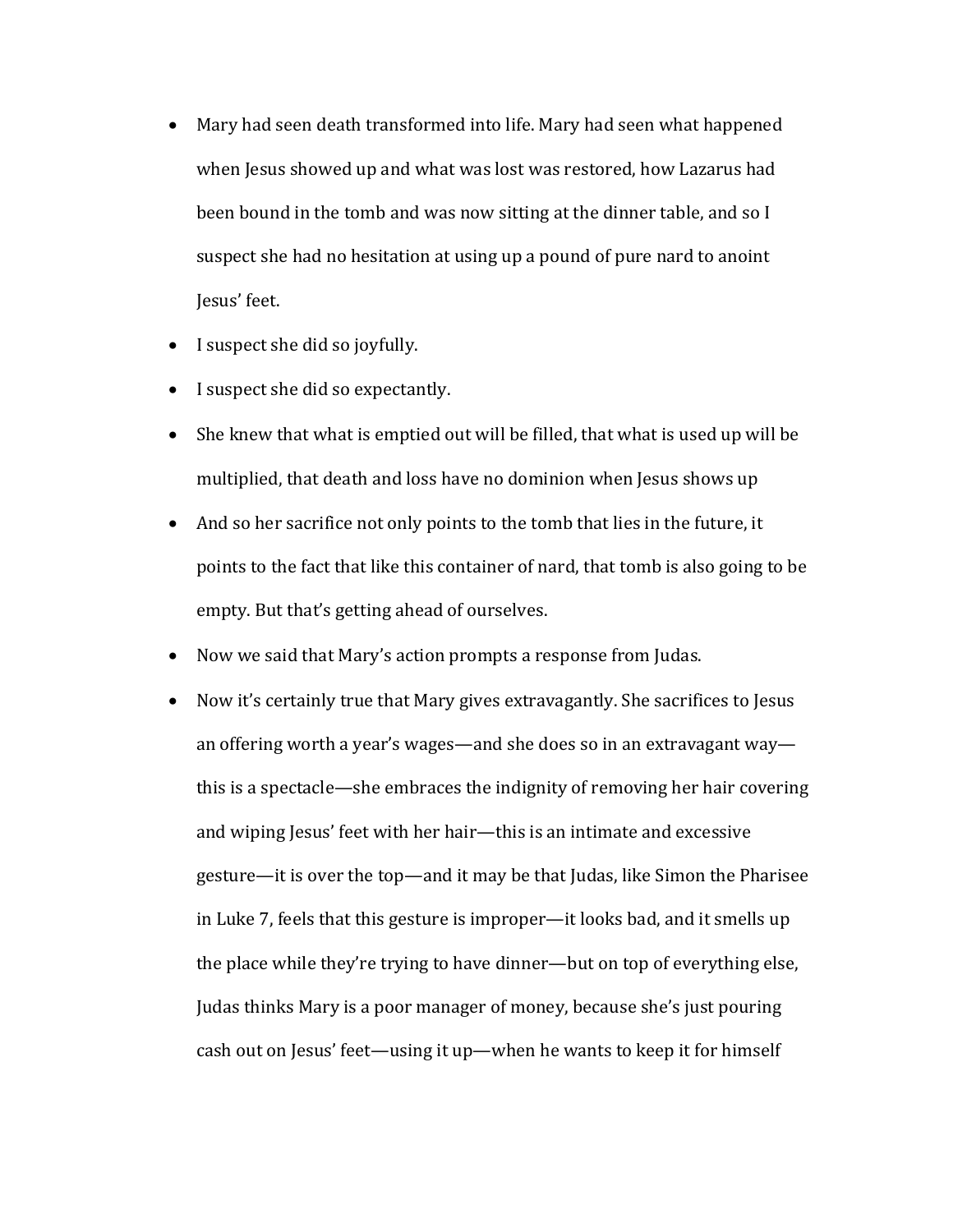- Mary had seen death transformed into life. Mary had seen what happened when Jesus showed up and what was lost was restored, how Lazarus had been bound in the tomb and was now sitting at the dinner table, and so I suspect she had no hesitation at using up a pound of pure nard to anoint Jesus' feet.
- I suspect she did so joyfully.
- I suspect she did so expectantly.
- She knew that what is emptied out will be filled, that what is used up will be multiplied, that death and loss have no dominion when Jesus shows up
- And so her sacrifice not only points to the tomb that lies in the future, it points to the fact that like this container of nard, that tomb is also going to be empty. But that's getting ahead of ourselves.
- Now we said that Mary's action prompts a response from Judas.
- Now it's certainly true that Mary gives extravagantly. She sacrifices to Jesus an offering worth a year's wages—and she does so in an extravagant way—this is a spectacle—she embraces the indignity of removing her hair covering and wiping Jesus' feet with her hair—this is an intimate and excessive gesture—it is over the top—and it may be that Judas, like Simon the Pharisee in Luke 7, feels that this gesture is improper—it looks bad, and it smells up the place while they're trying to have dinner—but on top of everything else, Judas thinks Mary is a poor manager of money, because she's just pouring cash out on Jesus' feet—using it up—when he wants to keep it for himself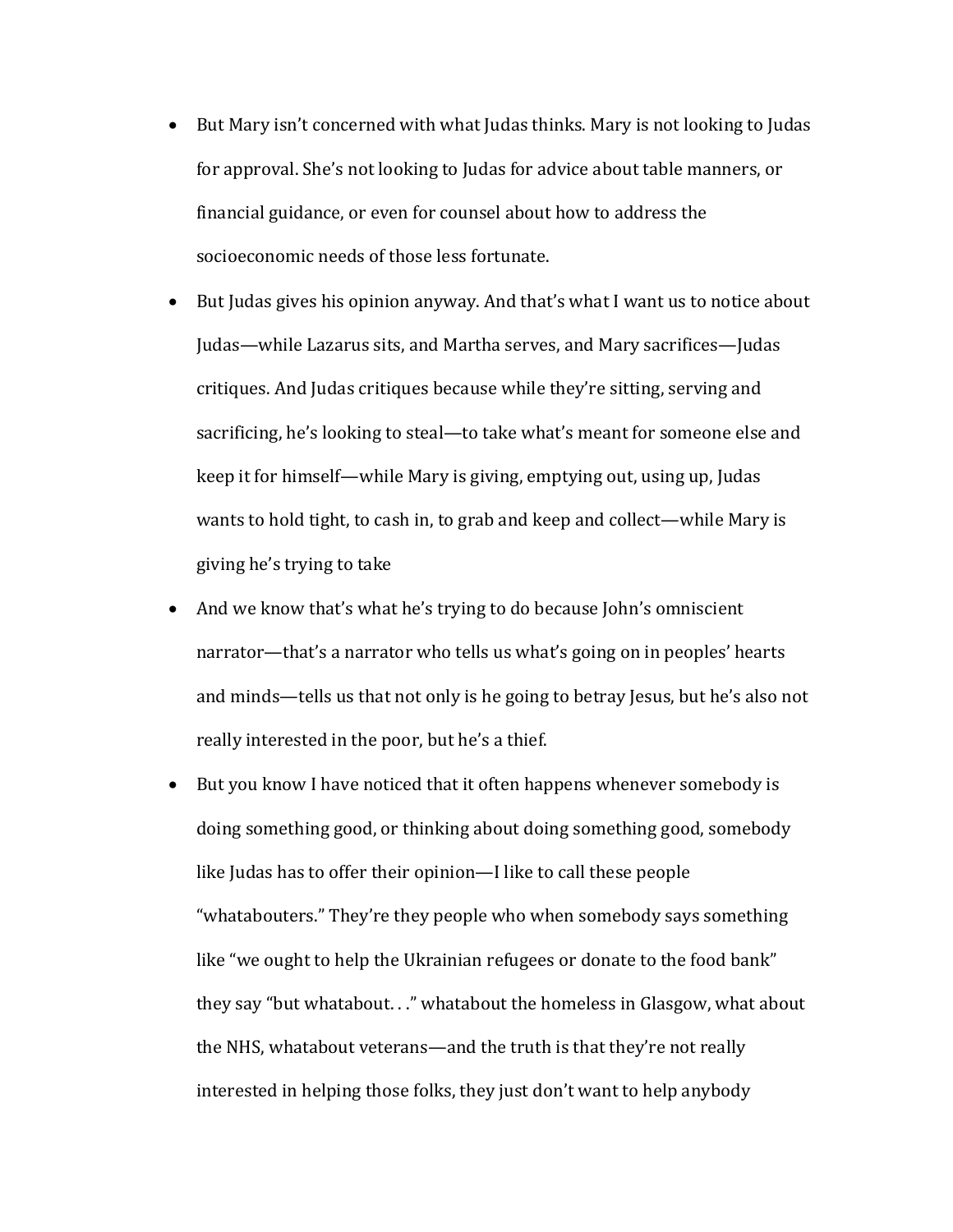- But Mary isn't concerned with what Judas thinks. Mary is not looking to Judas for approval. She's not looking to Judas for advice about table manners, or financial guidance, or even for counsel about how to address the socioeconomic needs of those less fortunate.
- But Judas gives his opinion anyway. And that's what I want us to notice about Judas—while Lazarus sits, and Martha serves, and Mary sacrifices—Judas critiques. And Judas critiques because while they're sitting, serving and sacrificing, he's looking to steal—to take what's meant for someone else and keep it for himself—while Mary is giving, emptying out, using up, Judas wants to hold tight, to cash in, to grab and keep and collect—while Mary is giving he's trying to take
- And we know that's what he's trying to do because John's omniscient narrator—that's a narrator who tells us what's going on in peoples' hearts and minds—tells us that not only is he going to betray Jesus, but he's also not really interested in the poor, but he's a thief.
- But you know I have noticed that it often happens whenever somebody is doing something good, or thinking about doing something good, somebody like Judas has to offer their opinion—I like to call these people "whatabouters." They're they people who when somebody says something like "we ought to help the Ukrainian refugees or donate to the food bank" they say "but whatabout. . ." whatabout the homeless in Glasgow, what about the NHS, whatabout veterans—and the truth is that they're not really interested in helping those folks, they just don't want to help anybody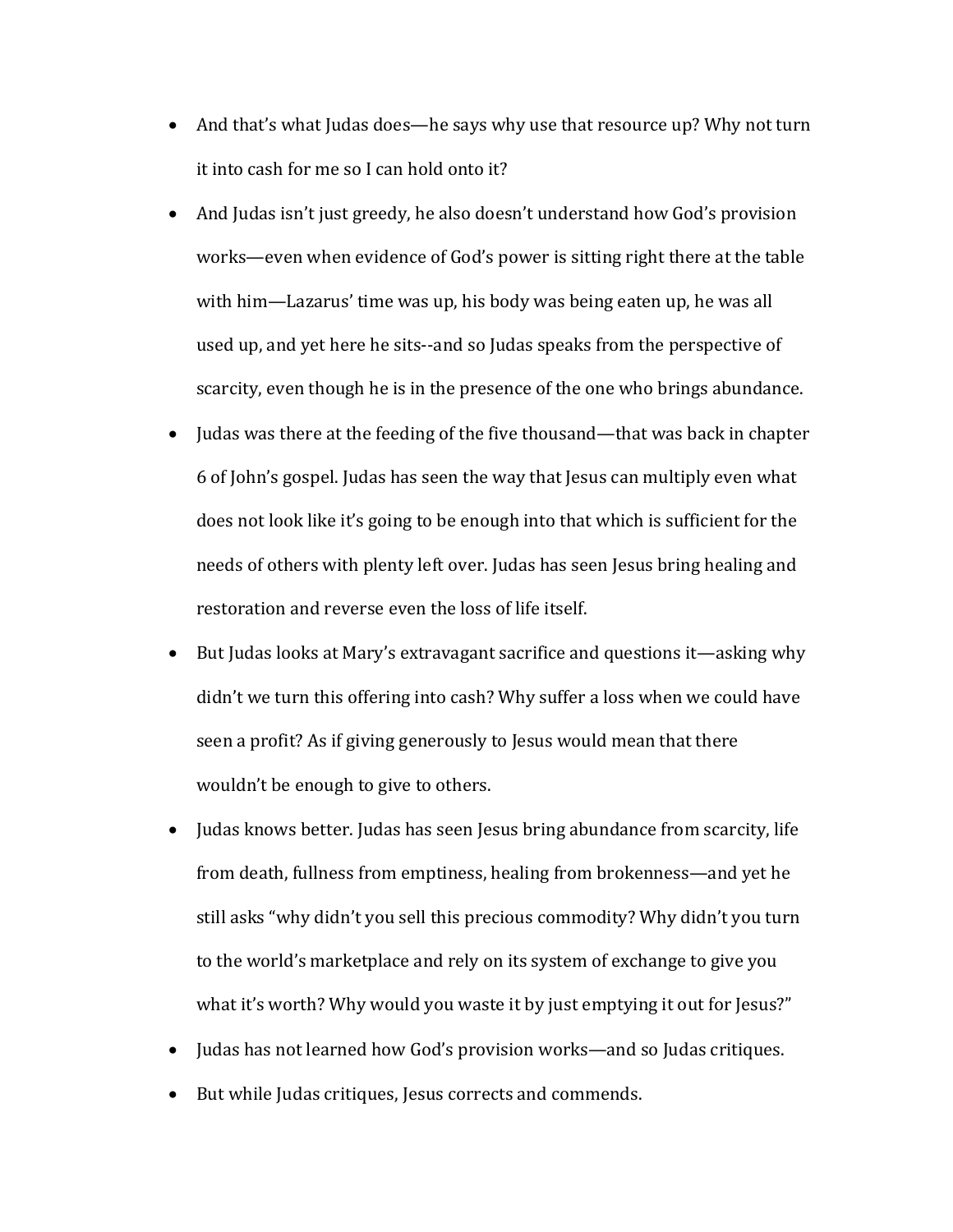- And that's what Judas does—he says why use that resource up? Why not turn it into cash for me so I can hold onto it?
- And Judas isn't just greedy, he also doesn't understand how God's provision works—even when evidence of God's power is sitting right there at the table with him—Lazarus' time was up, his body was being eaten up, he was all used up, and yet here he sits--and so Judas speaks from the perspective of scarcity, even though he is in the presence of the one who brings abundance.
- Judas was there at the feeding of the five thousand—that was back in chapter 6 of John's gospel. Judas has seen the way that Jesus can multiply even what does not look like it's going to be enough into that which is sufficient for the needs of others with plenty left over. Judas has seen Jesus bring healing and restoration and reverse even the loss of life itself.
- But Judas looks at Mary's extravagant sacrifice and questions it—asking why didn't we turn this offering into cash? Why suffer a loss when we could have seen a profit? As if giving generously to Jesus would mean that there wouldn't be enough to give to others.
- Judas knows better. Judas has seen Jesus bring abundance from scarcity, life from death, fullness from emptiness, healing from brokenness—and yet he still asks "why didn't you sell this precious commodity? Why didn't you turn to the world's marketplace and rely on its system of exchange to give you what it's worth? Why would you waste it by just emptying it out for Jesus?"
- Judas has not learned how God's provision works—and so Judas critiques.
- But while Judas critiques, Jesus corrects and commends.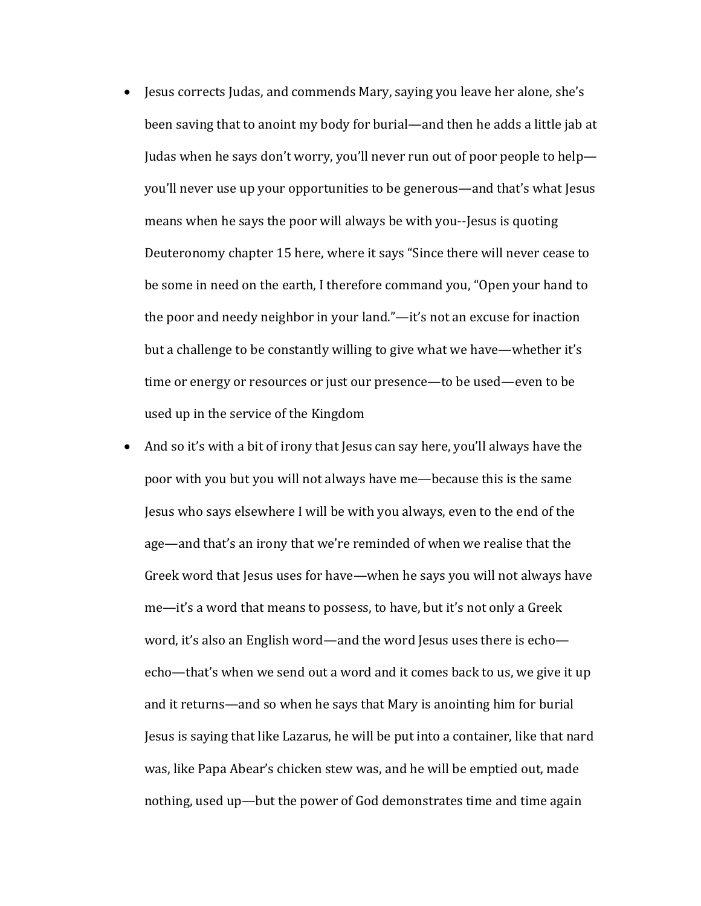- Jesus corrects Judas, and commends Mary, saying you leave her alone, she's been saving that to anoint my body for burial—and then he adds a little jab at Judas when he says don't worry, you'll never run out of poor people to help—you'll never use up your opportunities to be generous—and that's what Jesus means when he says the poor will always be with you--Jesus is quoting Deuteronomy chapter 15 here, where it says "Since there will never cease to be some in need on the earth, I therefore command you, "Open your hand to the poor and needy neighbor in your land."—it's not an excuse for inaction but a challenge to be constantly willing to give what we have—whether it's time or energy or resources or just our presence—to be used—even to be used up in the service of the Kingdom
- And so it's with a bit of irony that Jesus can say here, you'll always have the poor with you but you will not always have me—because this is the same Jesus who says elsewhere I will be with you always, even to the end of the age—and that's an irony that we're reminded of when we realise that the Greek word that Jesus uses for have—when he says you will not always have me—it's a word that means to possess, to have, but it's not only a Greek word, it's also an English word—and the word Jesus uses there is echo—echo—that's when we send out a word and it comes back to us, we give it up and it returns—and so when he says that Mary is anointing him for burial Jesus is saying that like Lazarus, he will be put into a container, like that nard was, like Papa Abear's chicken stew was, and he will be emptied out, made nothing, used up—but the power of God demonstrates time and time again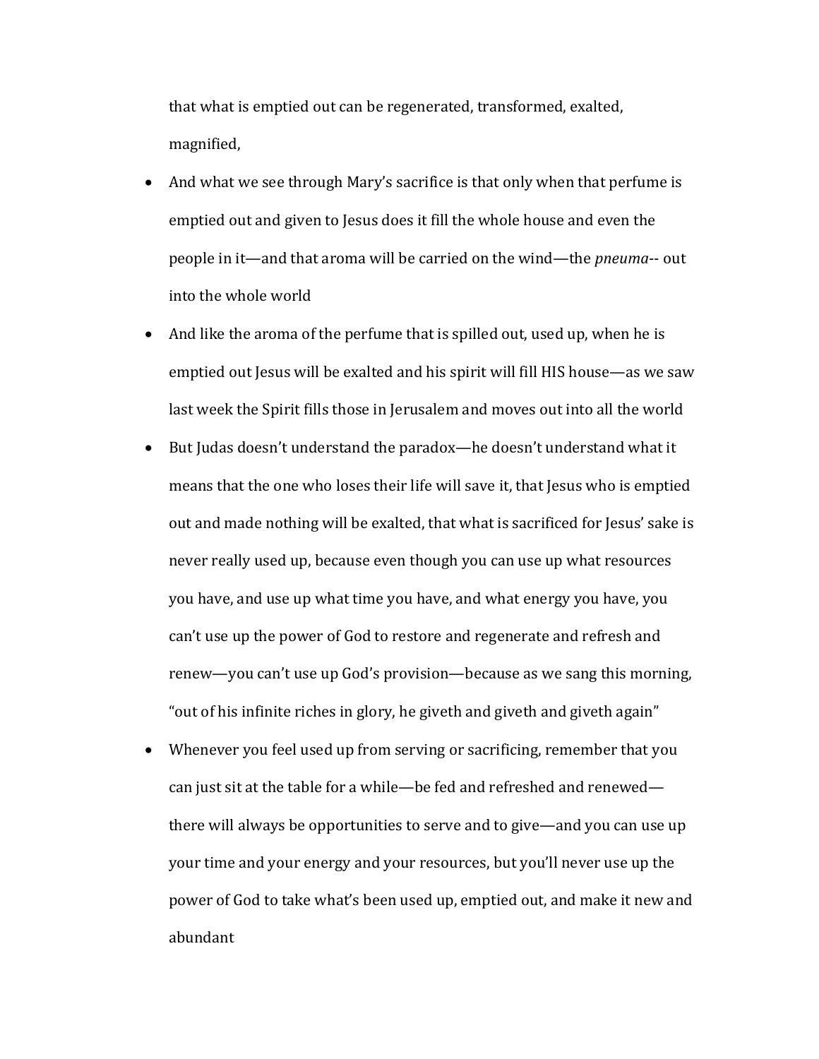that what is emptied out can be regenerated, transformed, exalted, magnified,

- And what we see through Mary's sacrifice is that only when that perfume is emptied out and given to Jesus does it fill the whole house and even the people in it—and that aroma will be carried on the wind—the *pneuma*-- out into the whole world
- And like the aroma of the perfume that is spilled out, used up, when he is emptied out Jesus will be exalted and his spirit will fill HIS house—as we saw last week the Spirit fills those in Jerusalem and moves out into all the world
- But Judas doesn't understand the paradox—he doesn't understand what it means that the one who loses their life will save it, that Jesus who is emptied out and made nothing will be exalted, that what is sacrificed for Jesus' sake is never really used up, because even though you can use up what resources you have, and use up what time you have, and what energy you have, you can't use up the power of God to restore and regenerate and refresh and renew—you can't use up God's provision—because as we sang this morning, "out of his infinite riches in glory, he giveth and giveth and giveth again"
- Whenever you feel used up from serving or sacrificing, remember that you can just sit at the table for a while—be fed and refreshed and renewed—there will always be opportunities to serve and to give—and you can use up your time and your energy and your resources, but you'll never use up the power of God to take what's been used up, emptied out, and make it new and abundant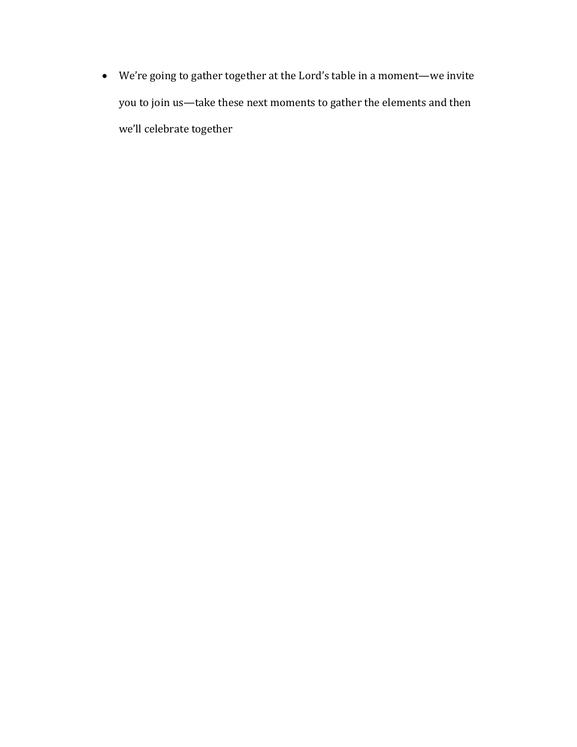- We're going to gather together at the Lord's table in a moment—we invite you to join us—take these next moments to gather the elements and then we'll celebrate together